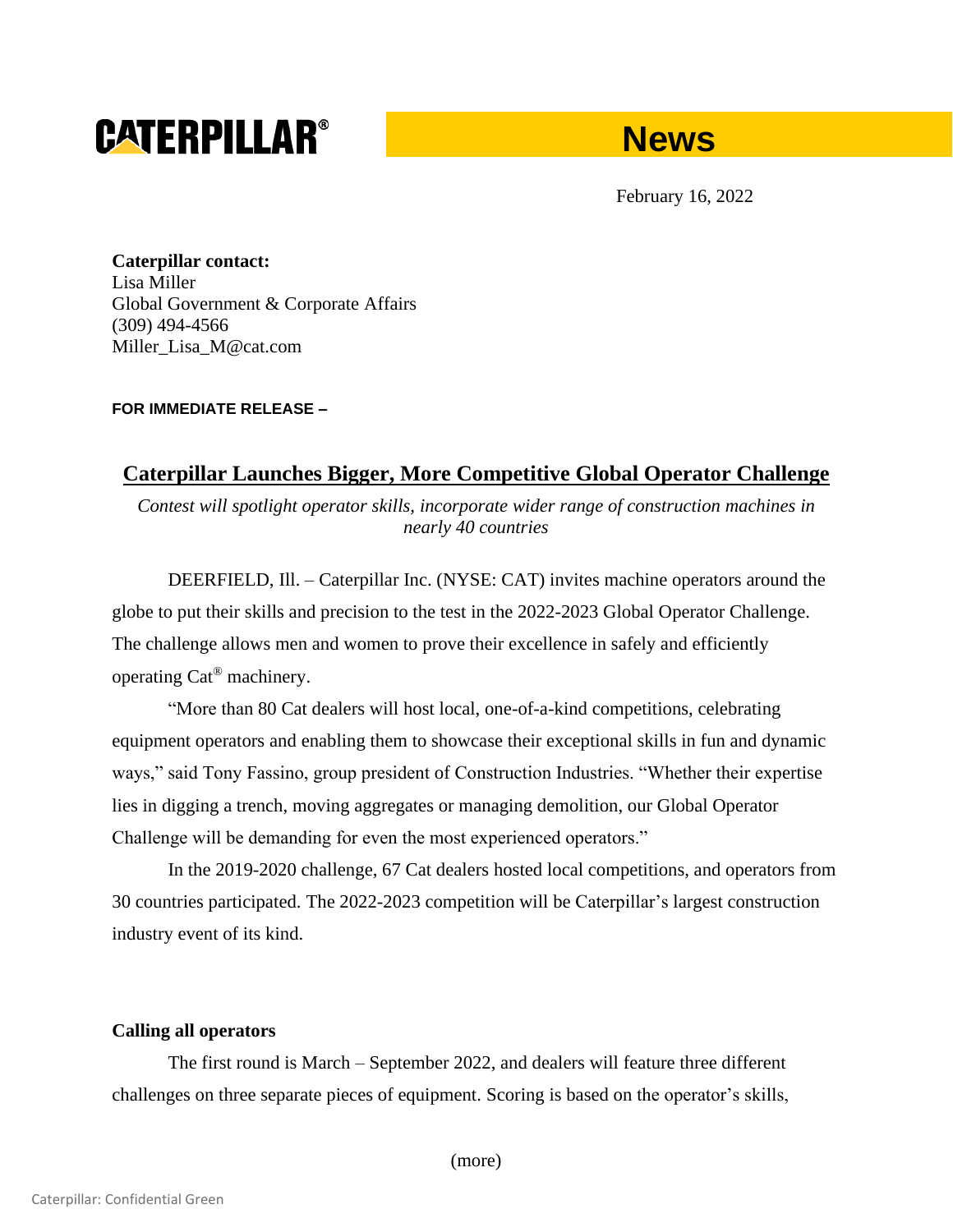**CATERPILLAR®** **News**

February 16, 2022

**Caterpillar contact:**
Lisa Miller
Global Government & Corporate Affairs
(309) 494-4566
Miller_Lisa_M@cat.com

**FOR IMMEDIATE RELEASE –**

# Caterpillar Launches Bigger, More Competitive Global Operator Challenge

*Contest will spotlight operator skills, incorporate wider range of construction machines in nearly 40 countries*

DEERFIELD, Ill. – Caterpillar Inc. (NYSE: CAT) invites machine operators around the globe to put their skills and precision to the test in the 2022-2023 Global Operator Challenge. The challenge allows men and women to prove their excellence in safely and efficiently operating Cat® machinery.

"More than 80 Cat dealers will host local, one-of-a-kind competitions, celebrating equipment operators and enabling them to showcase their exceptional skills in fun and dynamic ways," said Tony Fassino, group president of Construction Industries. "Whether their expertise lies in digging a trench, moving aggregates or managing demolition, our Global Operator Challenge will be demanding for even the most experienced operators."

In the 2019-2020 challenge, 67 Cat dealers hosted local competitions, and operators from 30 countries participated. The 2022-2023 competition will be Caterpillar's largest construction industry event of its kind.

**Calling all operators**

The first round is March – September 2022, and dealers will feature three different challenges on three separate pieces of equipment. Scoring is based on the operator's skills,

(more)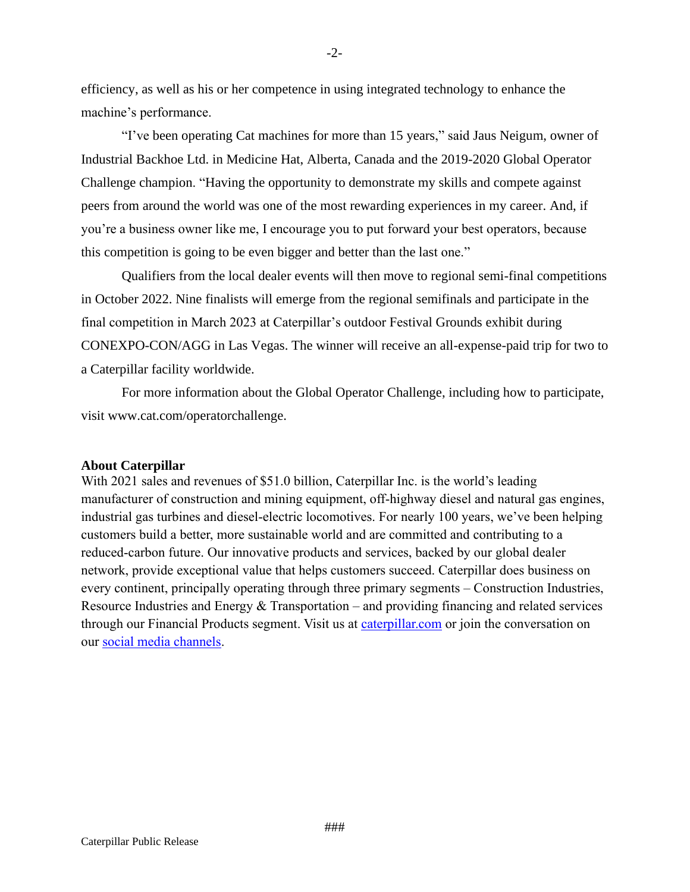efficiency, as well as his or her competence in using integrated technology to enhance the machine's performance.

"I've been operating Cat machines for more than 15 years," said Jaus Neigum, owner of Industrial Backhoe Ltd. in Medicine Hat, Alberta, Canada and the 2019-2020 Global Operator Challenge champion. "Having the opportunity to demonstrate my skills and compete against peers from around the world was one of the most rewarding experiences in my career. And, if you're a business owner like me, I encourage you to put forward your best operators, because this competition is going to be even bigger and better than the last one."

Qualifiers from the local dealer events will then move to regional semi-final competitions in October 2022. Nine finalists will emerge from the regional semifinals and participate in the final competition in March 2023 at Caterpillar's outdoor Festival Grounds exhibit during CONEXPO-CON/AGG in Las Vegas. The winner will receive an all-expense-paid trip for two to a Caterpillar facility worldwide.

For more information about the Global Operator Challenge, including how to participate, visit www.cat.com/operatorchallenge.

**About Caterpillar**

With 2021 sales and revenues of $51.0 billion, Caterpillar Inc. is the world's leading manufacturer of construction and mining equipment, off-highway diesel and natural gas engines, industrial gas turbines and diesel-electric locomotives. For nearly 100 years, we've been helping customers build a better, more sustainable world and are committed and contributing to a reduced-carbon future. Our innovative products and services, backed by our global dealer network, provide exceptional value that helps customers succeed. Caterpillar does business on every continent, principally operating through three primary segments – Construction Industries, Resource Industries and Energy & Transportation – and providing financing and related services through our Financial Products segment. Visit us at caterpillar.com or join the conversation on our social media channels.

###